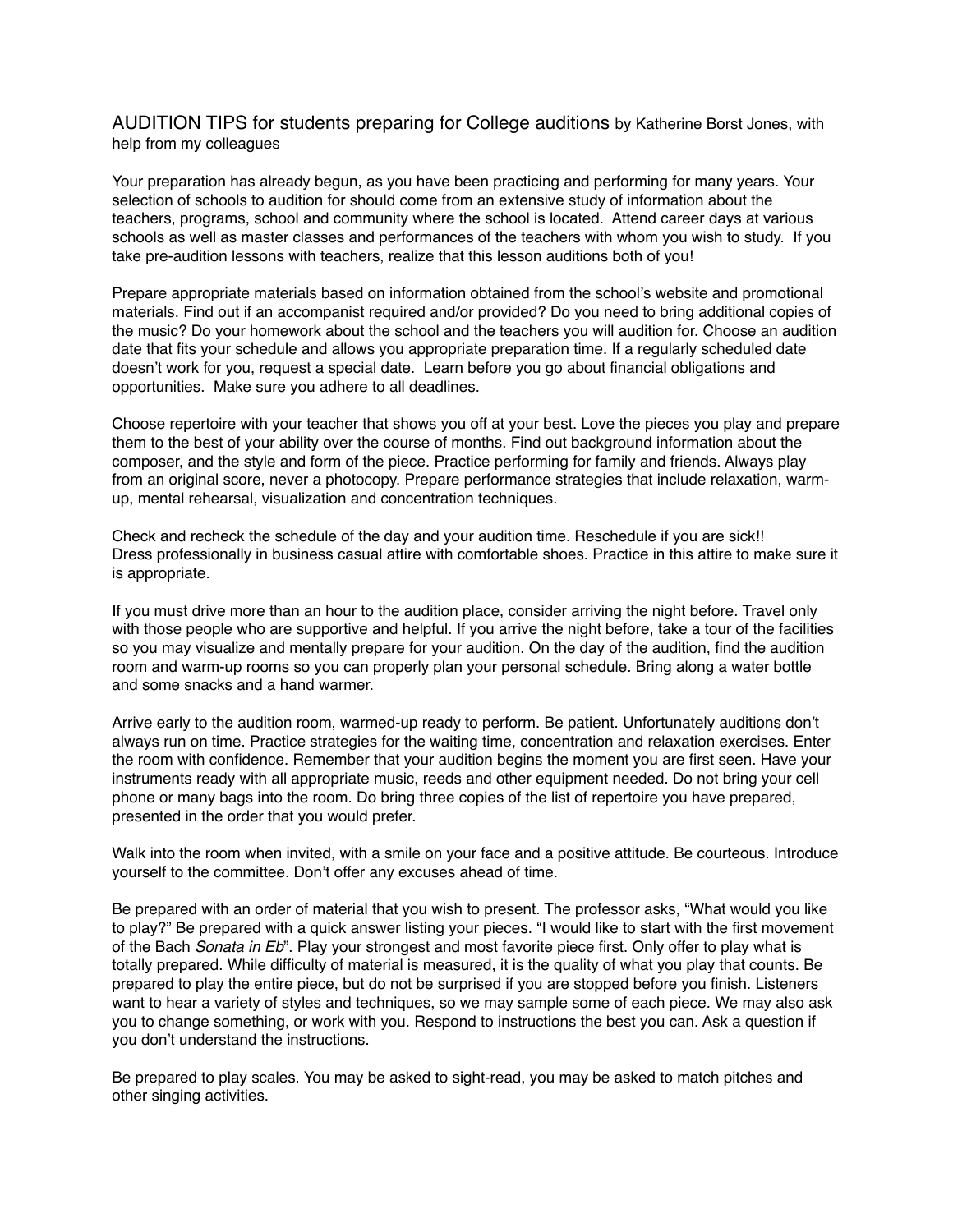AUDITION TIPS for students preparing for College auditions by Katherine Borst Jones, with help from my colleagues

Your preparation has already begun, as you have been practicing and performing for many years. Your selection of schools to audition for should come from an extensive study of information about the teachers, programs, school and community where the school is located. Attend career days at various schools as well as master classes and performances of the teachers with whom you wish to study. If you take pre-audition lessons with teachers, realize that this lesson auditions both of you!

Prepare appropriate materials based on information obtained from the school's website and promotional materials. Find out if an accompanist required and/or provided? Do you need to bring additional copies of the music? Do your homework about the school and the teachers you will audition for. Choose an audition date that fits your schedule and allows you appropriate preparation time. If a regularly scheduled date doesn't work for you, request a special date. Learn before you go about financial obligations and opportunities. Make sure you adhere to all deadlines.

Choose repertoire with your teacher that shows you off at your best. Love the pieces you play and prepare them to the best of your ability over the course of months. Find out background information about the composer, and the style and form of the piece. Practice performing for family and friends. Always play from an original score, never a photocopy. Prepare performance strategies that include relaxation, warm-up, mental rehearsal, visualization and concentration techniques.

Check and recheck the schedule of the day and your audition time. Reschedule if you are sick!!
Dress professionally in business casual attire with comfortable shoes. Practice in this attire to make sure it is appropriate.

If you must drive more than an hour to the audition place, consider arriving the night before. Travel only with those people who are supportive and helpful. If you arrive the night before, take a tour of the facilities so you may visualize and mentally prepare for your audition. On the day of the audition, find the audition room and warm-up rooms so you can properly plan your personal schedule. Bring along a water bottle and some snacks and a hand warmer.

Arrive early to the audition room, warmed-up ready to perform. Be patient. Unfortunately auditions don't always run on time. Practice strategies for the waiting time, concentration and relaxation exercises. Enter the room with confidence. Remember that your audition begins the moment you are first seen. Have your instruments ready with all appropriate music, reeds and other equipment needed. Do not bring your cell phone or many bags into the room. Do bring three copies of the list of repertoire you have prepared, presented in the order that you would prefer.

Walk into the room when invited, with a smile on your face and a positive attitude. Be courteous. Introduce yourself to the committee. Don't offer any excuses ahead of time.

Be prepared with an order of material that you wish to present. The professor asks, "What would you like to play?" Be prepared with a quick answer listing your pieces. "I would like to start with the first movement of the Bach *Sonata in Eb*". Play your strongest and most favorite piece first. Only offer to play what is totally prepared. While difficulty of material is measured, it is the quality of what you play that counts. Be prepared to play the entire piece, but do not be surprised if you are stopped before you finish. Listeners want to hear a variety of styles and techniques, so we may sample some of each piece. We may also ask you to change something, or work with you. Respond to instructions the best you can. Ask a question if you don't understand the instructions.

Be prepared to play scales. You may be asked to sight-read, you may be asked to match pitches and other singing activities.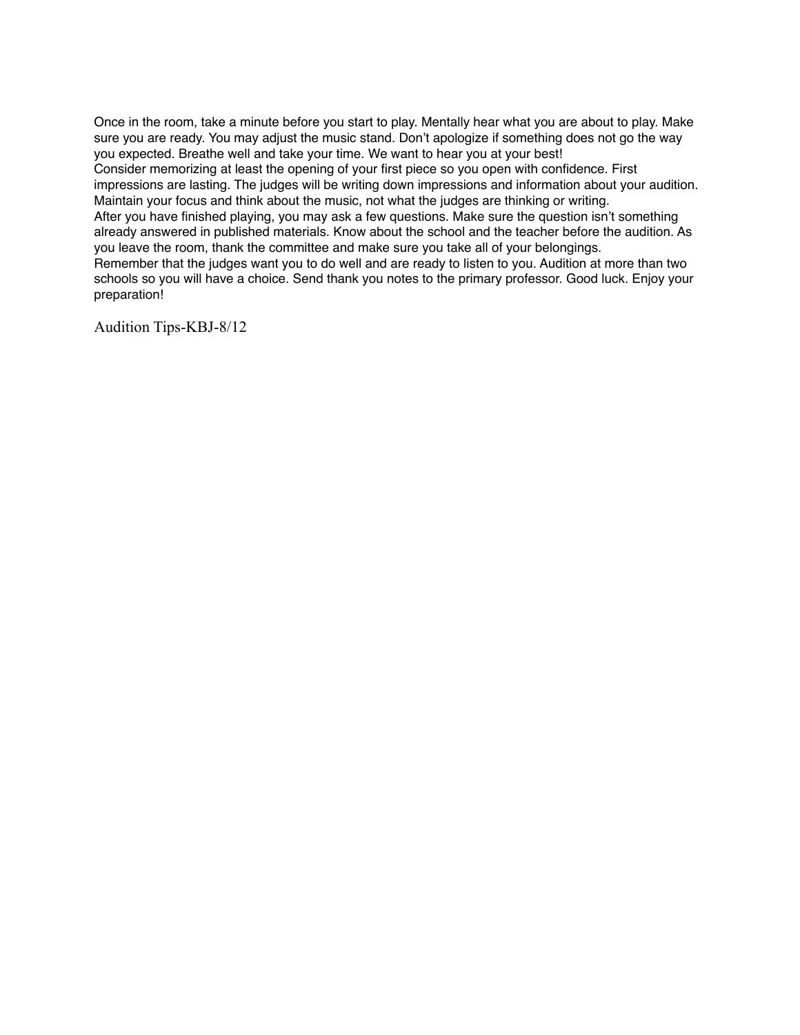Once in the room, take a minute before you start to play. Mentally hear what you are about to play. Make sure you are ready. You may adjust the music stand. Don't apologize if something does not go the way you expected. Breathe well and take your time. We want to hear you at your best!

Consider memorizing at least the opening of your first piece so you open with confidence. First impressions are lasting. The judges will be writing down impressions and information about your audition. Maintain your focus and think about the music, not what the judges are thinking or writing.

After you have finished playing, you may ask a few questions. Make sure the question isn't something already answered in published materials. Know about the school and the teacher before the audition. As you leave the room, thank the committee and make sure you take all of your belongings.

Remember that the judges want you to do well and are ready to listen to you. Audition at more than two schools so you will have a choice. Send thank you notes to the primary professor. Good luck. Enjoy your preparation!

Audition Tips-KBJ-8/12